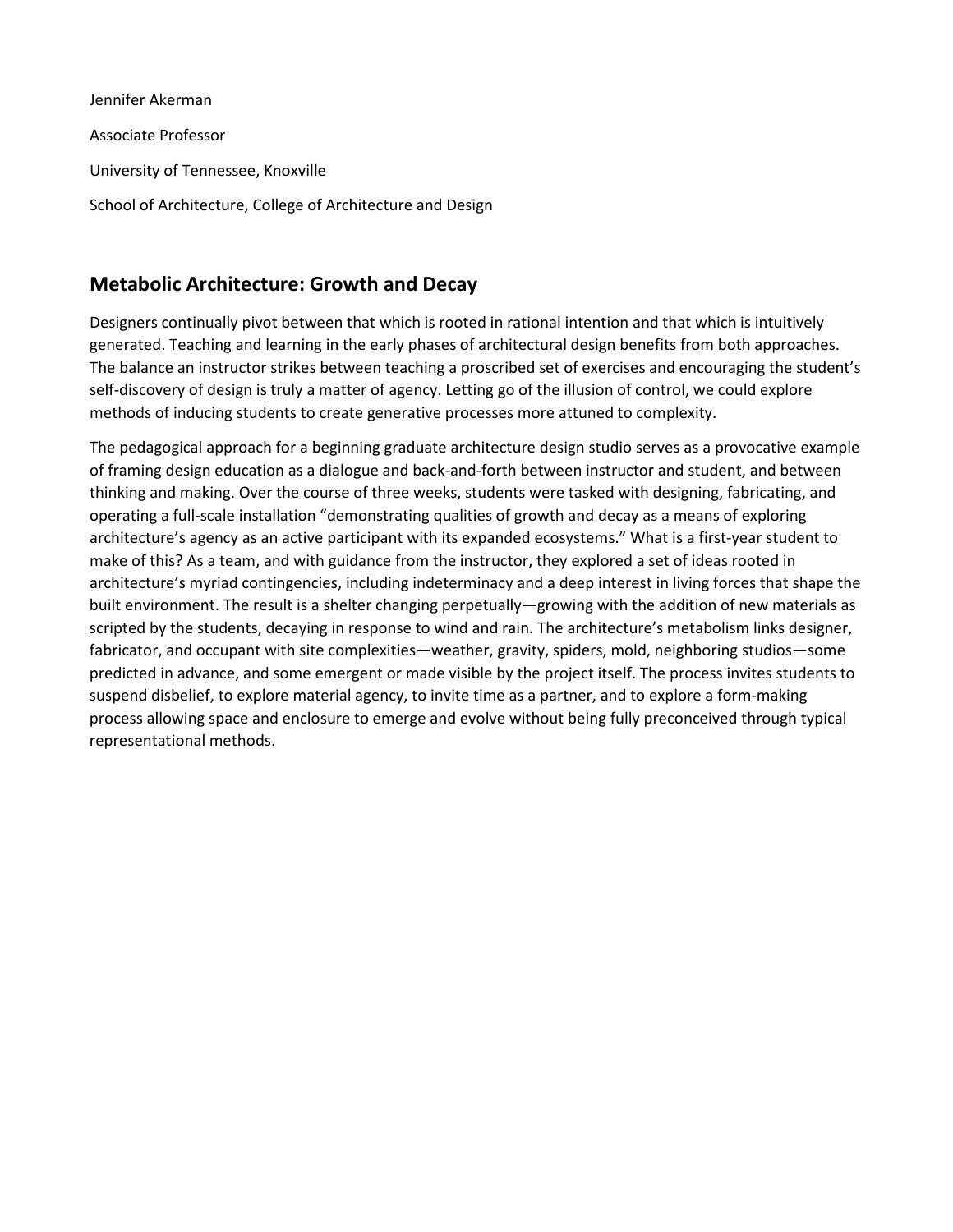Jennifer Akerman

Associate Professor

University of Tennessee, Knoxville

School of Architecture, College of Architecture and Design

## Metabolic Architecture: Growth and Decay

Designers continually pivot between that which is rooted in rational intention and that which is intuitively generated. Teaching and learning in the early phases of architectural design benefits from both approaches. The balance an instructor strikes between teaching a proscribed set of exercises and encouraging the student's self-discovery of design is truly a matter of agency. Letting go of the illusion of control, we could explore methods of inducing students to create generative processes more attuned to complexity.

The pedagogical approach for a beginning graduate architecture design studio serves as a provocative example of framing design education as a dialogue and back-and-forth between instructor and student, and between thinking and making. Over the course of three weeks, students were tasked with designing, fabricating, and operating a full-scale installation "demonstrating qualities of growth and decay as a means of exploring architecture's agency as an active participant with its expanded ecosystems." What is a first-year student to make of this? As a team, and with guidance from the instructor, they explored a set of ideas rooted in architecture's myriad contingencies, including indeterminacy and a deep interest in living forces that shape the built environment. The result is a shelter changing perpetually—growing with the addition of new materials as scripted by the students, decaying in response to wind and rain. The architecture's metabolism links designer, fabricator, and occupant with site complexities—weather, gravity, spiders, mold, neighboring studios—some predicted in advance, and some emergent or made visible by the project itself. The process invites students to suspend disbelief, to explore material agency, to invite time as a partner, and to explore a form-making process allowing space and enclosure to emerge and evolve without being fully preconceived through typical representational methods.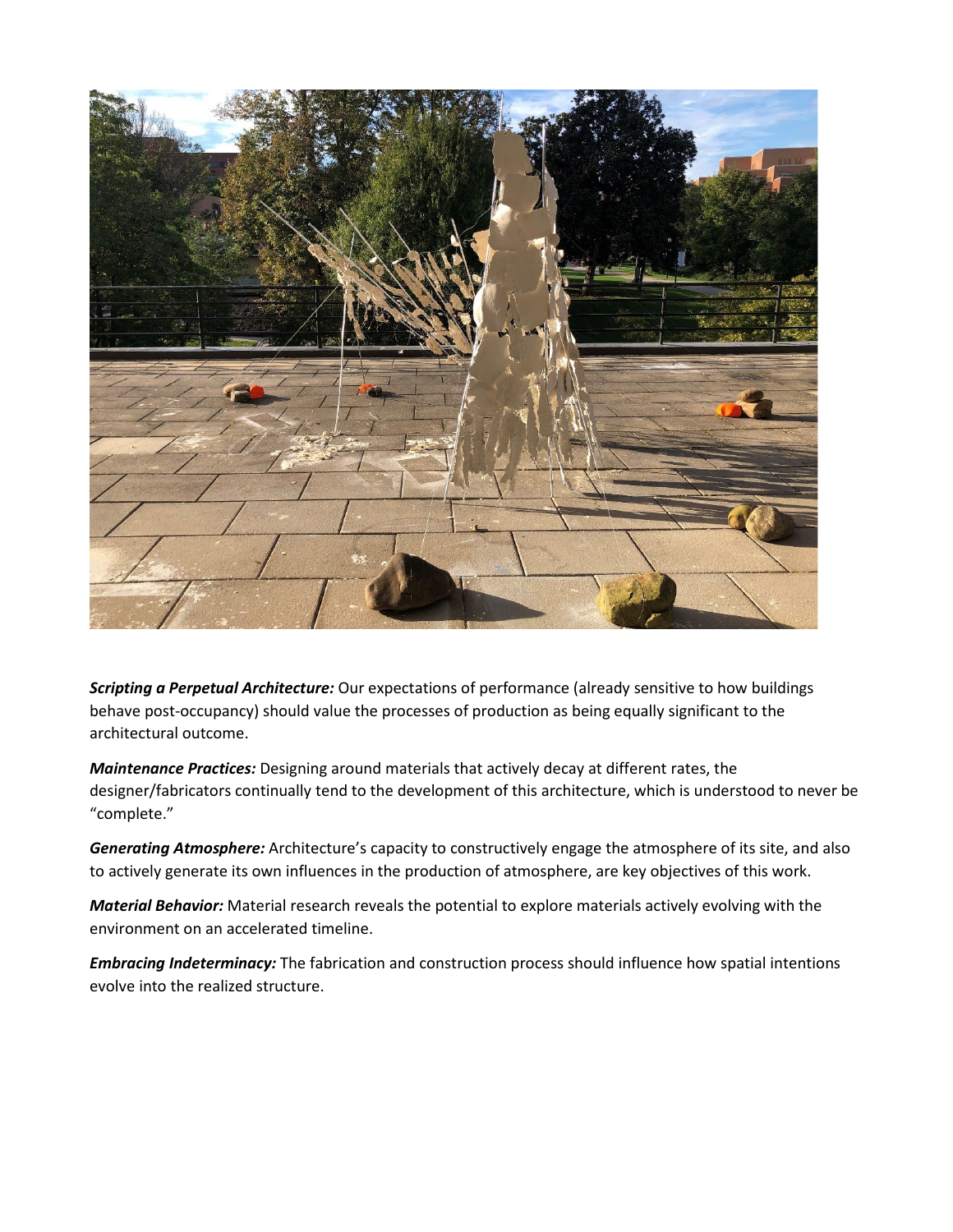***Scripting a Perpetual Architecture:*** Our expectations of performance (already sensitive to how buildings behave post-occupancy) should value the processes of production as being equally significant to the architectural outcome.

***Maintenance Practices:*** Designing around materials that actively decay at different rates, the designer/fabricators continually tend to the development of this architecture, which is understood to never be "complete."

***Generating Atmosphere:*** Architecture's capacity to constructively engage the atmosphere of its site, and also to actively generate its own influences in the production of atmosphere, are key objectives of this work.

***Material Behavior:*** Material research reveals the potential to explore materials actively evolving with the environment on an accelerated timeline.

***Embracing Indeterminacy:*** The fabrication and construction process should influence how spatial intentions evolve into the realized structure.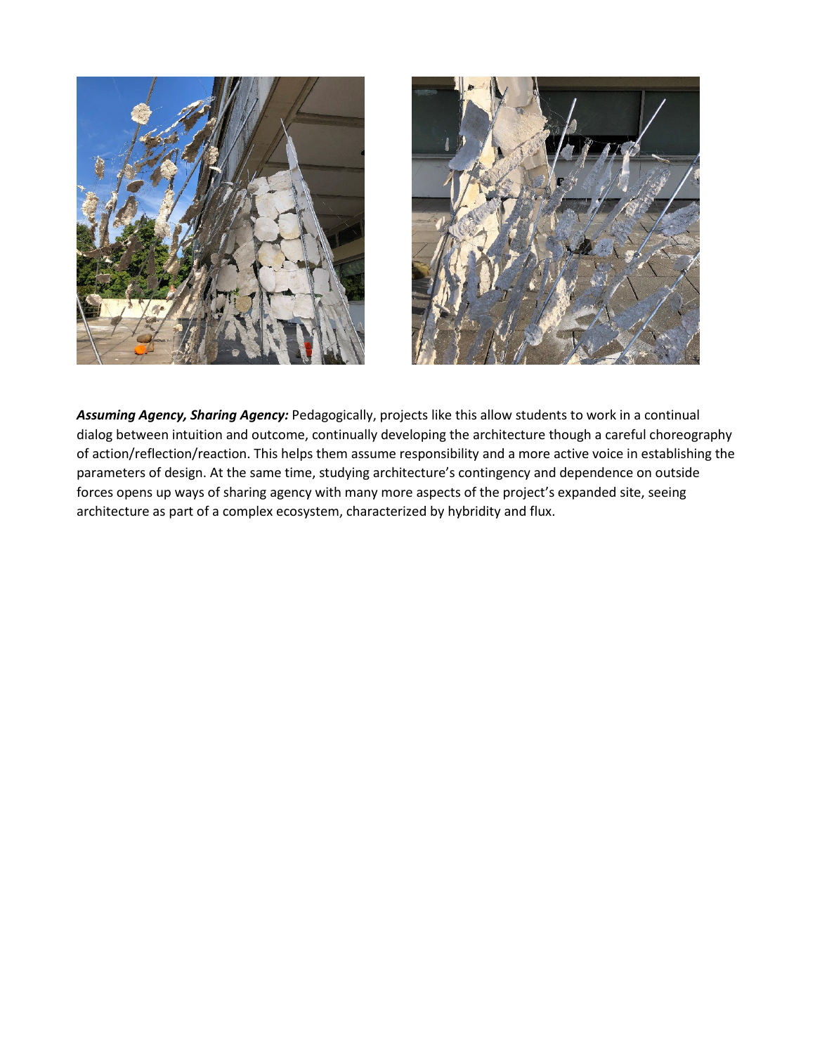***Assuming Agency, Sharing Agency:*** Pedagogically, projects like this allow students to work in a continual dialog between intuition and outcome, continually developing the architecture though a careful choreography of action/reflection/reaction. This helps them assume responsibility and a more active voice in establishing the parameters of design. At the same time, studying architecture's contingency and dependence on outside forces opens up ways of sharing agency with many more aspects of the project's expanded site, seeing architecture as part of a complex ecosystem, characterized by hybridity and flux.